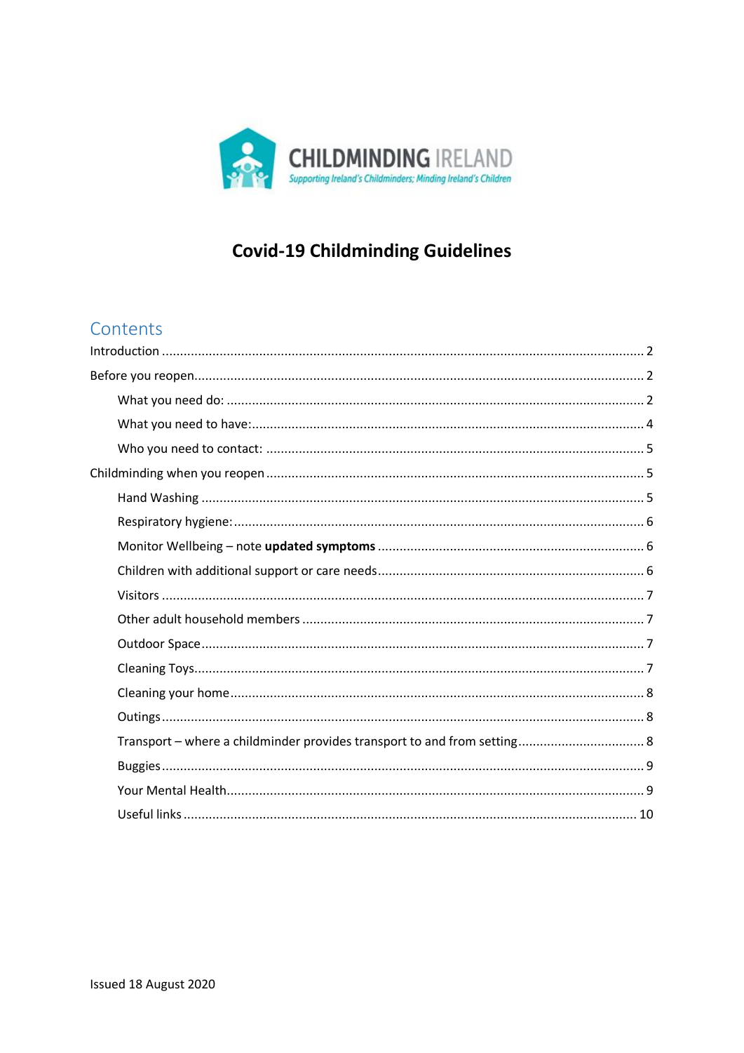CHILDMINDING IRELAND

*Supporting Ireland's Childminders; Minding Ireland's Children*

# Covid-19 Childminding Guidelines

## Contents

- Introduction .......... 2
- Before you reopen .......... 2
  - What you need do: .......... 2
  - What you need to have: .......... 4
  - Who you need to contact: .......... 5
- Childminding when you reopen .......... 5
  - Hand Washing .......... 5
  - Respiratory hygiene: .......... 6
  - Monitor Wellbeing – note **updated symptoms** .......... 6
  - Children with additional support or care needs .......... 6
  - Visitors .......... 7
  - Other adult household members .......... 7
  - Outdoor Space .......... 7
  - Cleaning Toys .......... 7
  - Cleaning your home .......... 8
  - Outings .......... 8
  - Transport – where a childminder provides transport to and from setting .......... 8
  - Buggies .......... 9
  - Your Mental Health .......... 9
  - Useful links .......... 10

Issued 18 August 2020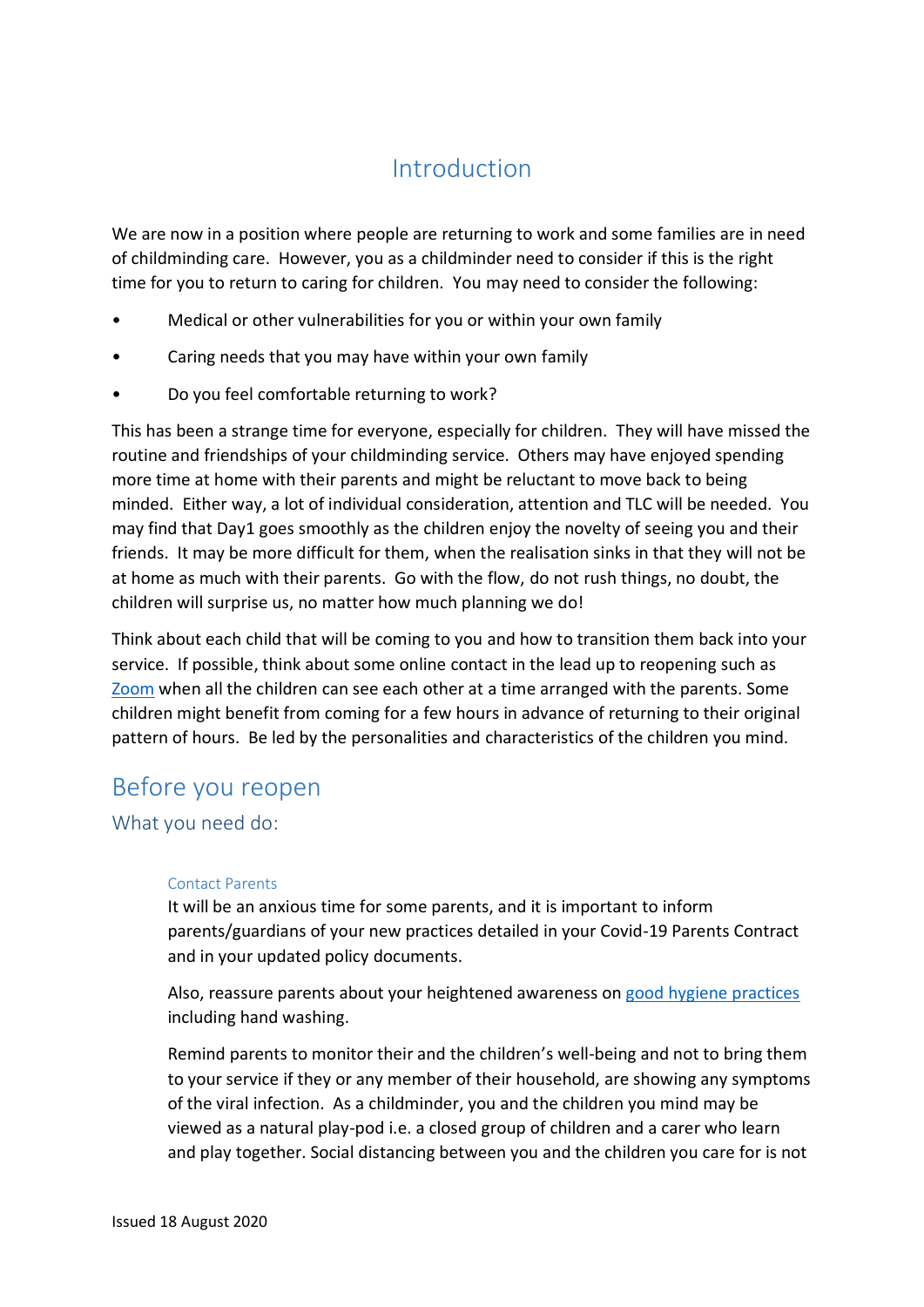# Introduction

We are now in a position where people are returning to work and some families are in need of childminding care. However, you as a childminder need to consider if this is the right time for you to return to caring for children. You may need to consider the following:

- Medical or other vulnerabilities for you or within your own family
- Caring needs that you may have within your own family
- Do you feel comfortable returning to work?

This has been a strange time for everyone, especially for children. They will have missed the routine and friendships of your childminding service. Others may have enjoyed spending more time at home with their parents and might be reluctant to move back to being minded. Either way, a lot of individual consideration, attention and TLC will be needed. You may find that Day1 goes smoothly as the children enjoy the novelty of seeing you and their friends. It may be more difficult for them, when the realisation sinks in that they will not be at home as much with their parents. Go with the flow, do not rush things, no doubt, the children will surprise us, no matter how much planning we do!

Think about each child that will be coming to you and how to transition them back into your service. If possible, think about some online contact in the lead up to reopening such as Zoom when all the children can see each other at a time arranged with the parents. Some children might benefit from coming for a few hours in advance of returning to their original pattern of hours. Be led by the personalities and characteristics of the children you mind.

## Before you reopen

### What you need do:

#### Contact Parents

It will be an anxious time for some parents, and it is important to inform parents/guardians of your new practices detailed in your Covid-19 Parents Contract and in your updated policy documents.

Also, reassure parents about your heightened awareness on good hygiene practices including hand washing.

Remind parents to monitor their and the children's well-being and not to bring them to your service if they or any member of their household, are showing any symptoms of the viral infection. As a childminder, you and the children you mind may be viewed as a natural play-pod i.e. a closed group of children and a carer who learn and play together. Social distancing between you and the children you care for is not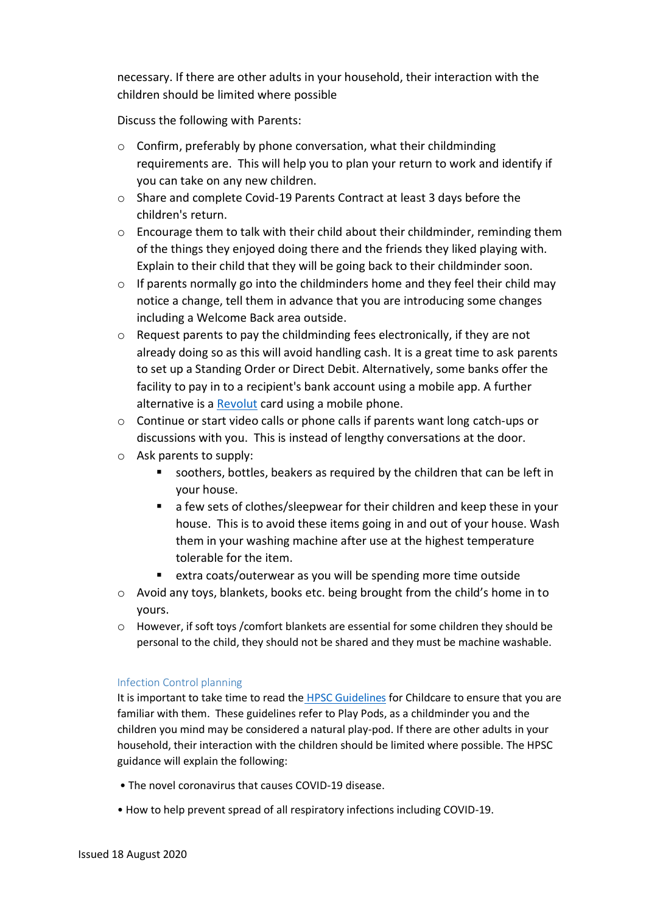necessary. If there are other adults in your household, their interaction with the children should be limited where possible

Discuss the following with Parents:

- Confirm, preferably by phone conversation, what their childminding requirements are. This will help you to plan your return to work and identify if you can take on any new children.
- Share and complete Covid-19 Parents Contract at least 3 days before the children's return.
- Encourage them to talk with their child about their childminder, reminding them of the things they enjoyed doing there and the friends they liked playing with. Explain to their child that they will be going back to their childminder soon.
- If parents normally go into the childminders home and they feel their child may notice a change, tell them in advance that you are introducing some changes including a Welcome Back area outside.
- Request parents to pay the childminding fees electronically, if they are not already doing so as this will avoid handling cash. It is a great time to ask parents to set up a Standing Order or Direct Debit. Alternatively, some banks offer the facility to pay in to a recipient's bank account using a mobile app. A further alternative is a Revolut card using a mobile phone.
- Continue or start video calls or phone calls if parents want long catch-ups or discussions with you. This is instead of lengthy conversations at the door.
- Ask parents to supply:
  - soothers, bottles, beakers as required by the children that can be left in your house.
  - a few sets of clothes/sleepwear for their children and keep these in your house. This is to avoid these items going in and out of your house. Wash them in your washing machine after use at the highest temperature tolerable for the item.
  - extra coats/outerwear as you will be spending more time outside
- Avoid any toys, blankets, books etc. being brought from the child's home in to yours.
- However, if soft toys /comfort blankets are essential for some children they should be personal to the child, they should not be shared and they must be machine washable.

### Infection Control planning

It is important to take time to read the HPSC Guidelines for Childcare to ensure that you are familiar with them. These guidelines refer to Play Pods, as a childminder you and the children you mind may be considered a natural play-pod. If there are other adults in your household, their interaction with the children should be limited where possible. The HPSC guidance will explain the following:

- The novel coronavirus that causes COVID-19 disease.
- How to help prevent spread of all respiratory infections including COVID-19.

Issued 18 August 2020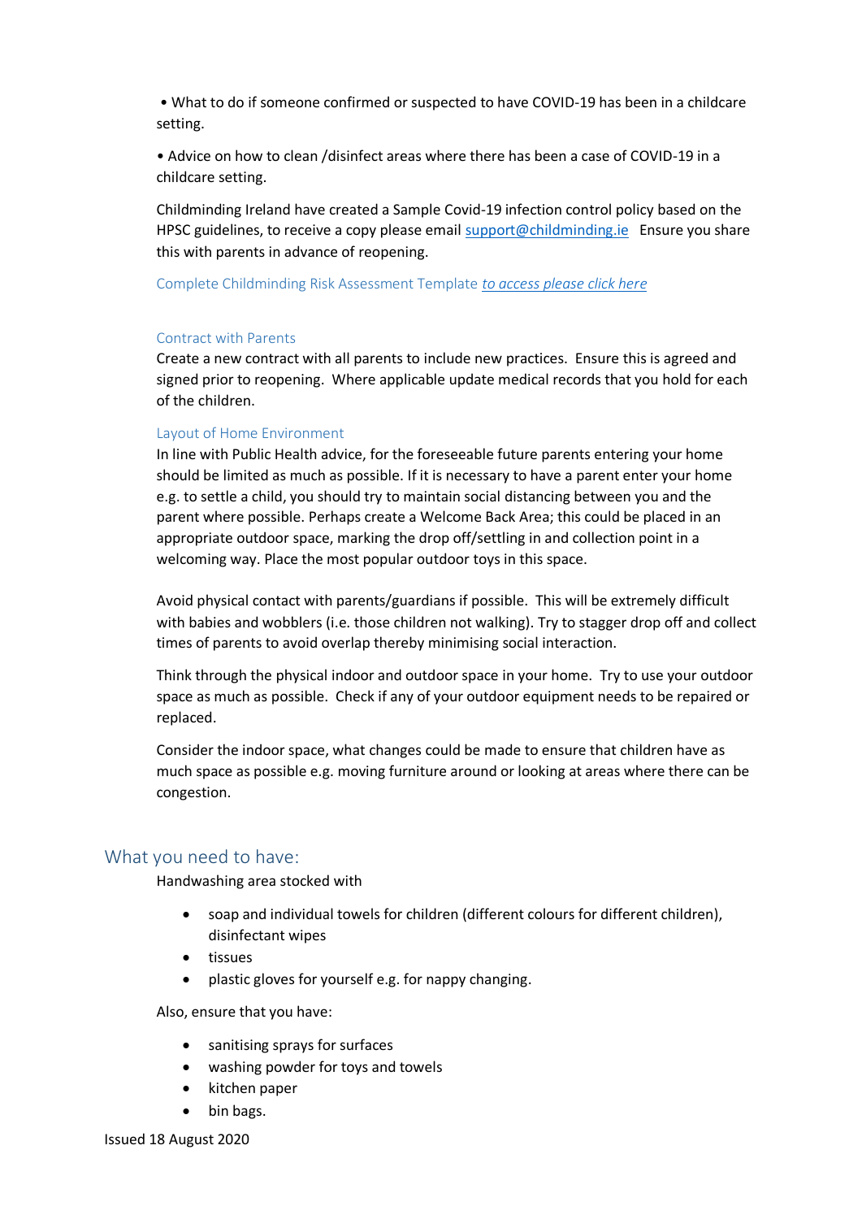• What to do if someone confirmed or suspected to have COVID-19 has been in a childcare setting.

• Advice on how to clean /disinfect areas where there has been a case of COVID-19 in a childcare setting.

Childminding Ireland have created a Sample Covid-19 infection control policy based on the HPSC guidelines, to receive a copy please email support@childminding.ie Ensure you share this with parents in advance of reopening.

Complete Childminding Risk Assessment Template *to access please click here*

### Contract with Parents

Create a new contract with all parents to include new practices. Ensure this is agreed and signed prior to reopening. Where applicable update medical records that you hold for each of the children.

### Layout of Home Environment

In line with Public Health advice, for the foreseeable future parents entering your home should be limited as much as possible. If it is necessary to have a parent enter your home e.g. to settle a child, you should try to maintain social distancing between you and the parent where possible. Perhaps create a Welcome Back Area; this could be placed in an appropriate outdoor space, marking the drop off/settling in and collection point in a welcoming way. Place the most popular outdoor toys in this space.

Avoid physical contact with parents/guardians if possible. This will be extremely difficult with babies and wobblers (i.e. those children not walking). Try to stagger drop off and collect times of parents to avoid overlap thereby minimising social interaction.

Think through the physical indoor and outdoor space in your home. Try to use your outdoor space as much as possible. Check if any of your outdoor equipment needs to be repaired or replaced.

Consider the indoor space, what changes could be made to ensure that children have as much space as possible e.g. moving furniture around or looking at areas where there can be congestion.

## What you need to have:

Handwashing area stocked with

- soap and individual towels for children (different colours for different children), disinfectant wipes
- tissues
- plastic gloves for yourself e.g. for nappy changing.

Also, ensure that you have:

- sanitising sprays for surfaces
- washing powder for toys and towels
- kitchen paper
- bin bags.

Issued 18 August 2020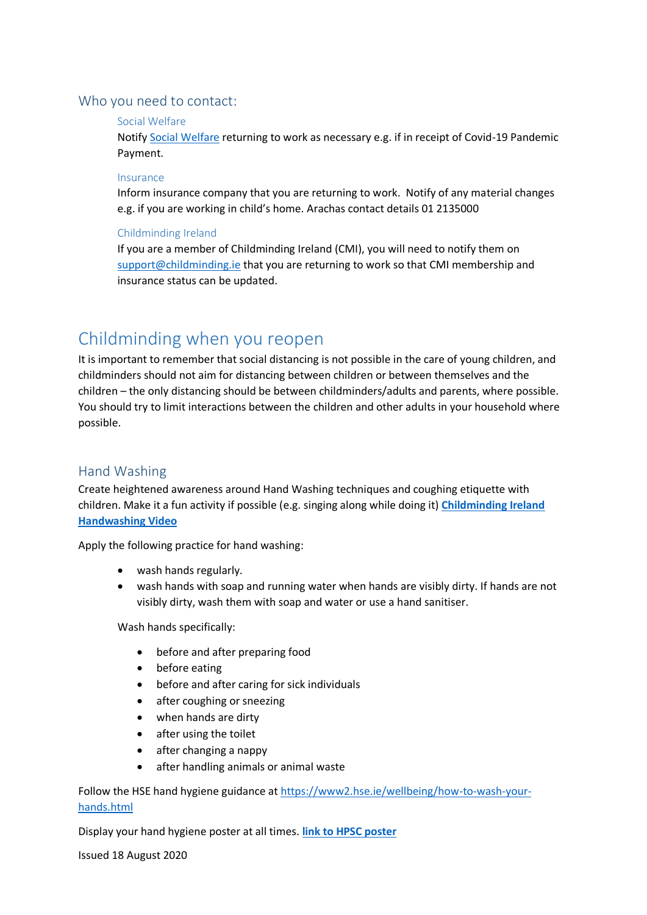## Who you need to contact:

### Social Welfare

Notify [Social Welfare] returning to work as necessary e.g. if in receipt of Covid-19 Pandemic Payment.

### Insurance

Inform insurance company that you are returning to work. Notify of any material changes e.g. if you are working in child's home. Arachas contact details 01 2135000

### Childminding Ireland

If you are a member of Childminding Ireland (CMI), you will need to notify them on support@childminding.ie that you are returning to work so that CMI membership and insurance status can be updated.

# Childminding when you reopen

It is important to remember that social distancing is not possible in the care of young children, and childminders should not aim for distancing between children or between themselves and the children – the only distancing should be between childminders/adults and parents, where possible. You should try to limit interactions between the children and other adults in your household where possible.

## Hand Washing

Create heightened awareness around Hand Washing techniques and coughing etiquette with children. Make it a fun activity if possible (e.g. singing along while doing it) **Childminding Ireland Handwashing Video**

Apply the following practice for hand washing:

- wash hands regularly.
- wash hands with soap and running water when hands are visibly dirty. If hands are not visibly dirty, wash them with soap and water or use a hand sanitiser.

Wash hands specifically:

- before and after preparing food
- before eating
- before and after caring for sick individuals
- after coughing or sneezing
- when hands are dirty
- after using the toilet
- after changing a nappy
- after handling animals or animal waste

Follow the HSE hand hygiene guidance at https://www2.hse.ie/wellbeing/how-to-wash-your-hands.html

Display your hand hygiene poster at all times. **link to HPSC poster**

Issued 18 August 2020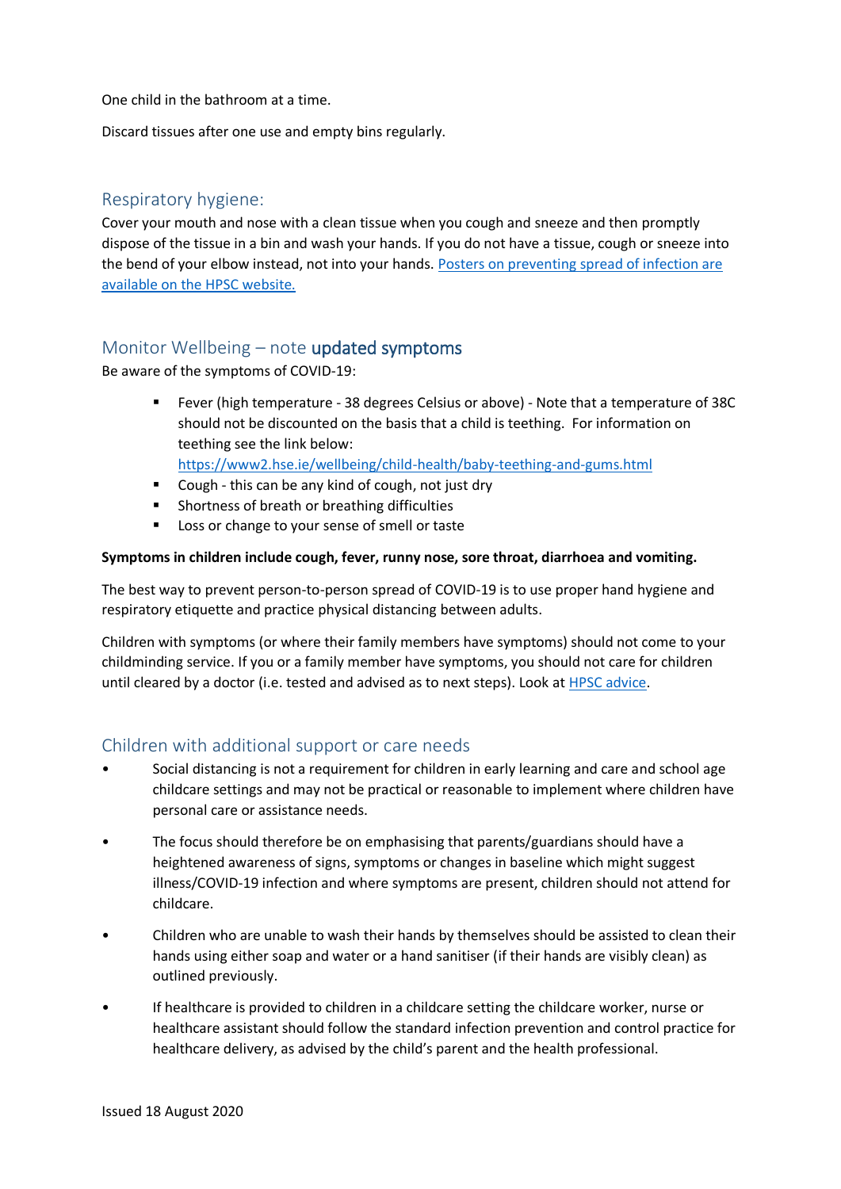One child in the bathroom at a time.

Discard tissues after one use and empty bins regularly.

## Respiratory hygiene:

Cover your mouth and nose with a clean tissue when you cough and sneeze and then promptly dispose of the tissue in a bin and wash your hands. If you do not have a tissue, cough or sneeze into the bend of your elbow instead, not into your hands. [Posters on preventing spread of infection are available on the HPSC website.]()

## Monitor Wellbeing – note updated symptoms

Be aware of the symptoms of COVID-19:

- Fever (high temperature - 38 degrees Celsius or above) - Note that a temperature of 38C should not be discounted on the basis that a child is teething. For information on teething see the link below: https://www2.hse.ie/wellbeing/child-health/baby-teething-and-gums.html
- Cough - this can be any kind of cough, not just dry
- Shortness of breath or breathing difficulties
- Loss or change to your sense of smell or taste

**Symptoms in children include cough, fever, runny nose, sore throat, diarrhoea and vomiting.**

The best way to prevent person-to-person spread of COVID-19 is to use proper hand hygiene and respiratory etiquette and practice physical distancing between adults.

Children with symptoms (or where their family members have symptoms) should not come to your childminding service. If you or a family member have symptoms, you should not care for children until cleared by a doctor (i.e. tested and advised as to next steps). Look at [HPSC advice]().

## Children with additional support or care needs

- Social distancing is not a requirement for children in early learning and care and school age childcare settings and may not be practical or reasonable to implement where children have personal care or assistance needs.
- The focus should therefore be on emphasising that parents/guardians should have a heightened awareness of signs, symptoms or changes in baseline which might suggest illness/COVID-19 infection and where symptoms are present, children should not attend for childcare.
- Children who are unable to wash their hands by themselves should be assisted to clean their hands using either soap and water or a hand sanitiser (if their hands are visibly clean) as outlined previously.
- If healthcare is provided to children in a childcare setting the childcare worker, nurse or healthcare assistant should follow the standard infection prevention and control practice for healthcare delivery, as advised by the child's parent and the health professional.

Issued 18 August 2020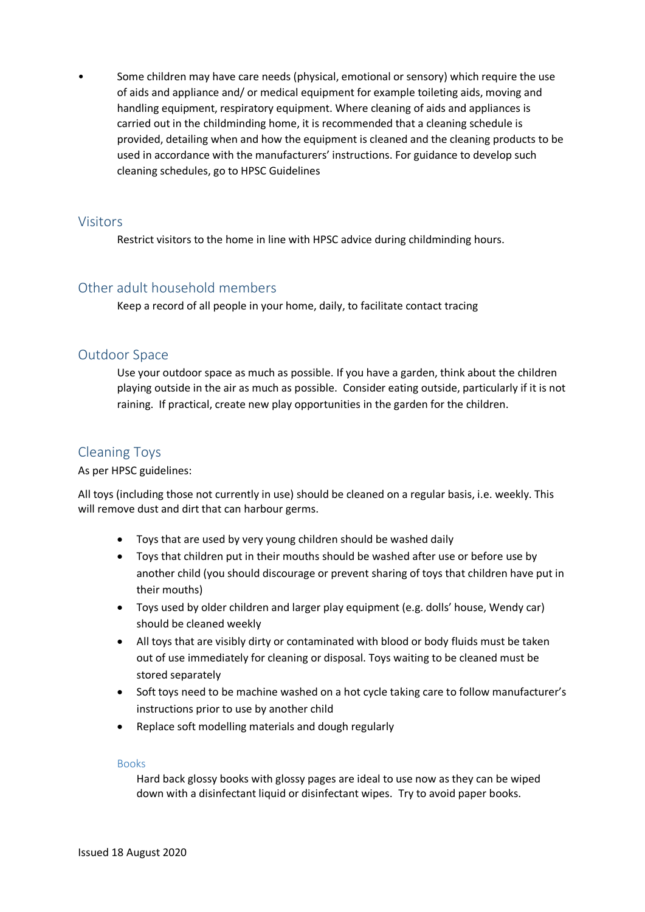- Some children may have care needs (physical, emotional or sensory) which require the use of aids and appliance and/ or medical equipment for example toileting aids, moving and handling equipment, respiratory equipment. Where cleaning of aids and appliances is carried out in the childminding home, it is recommended that a cleaning schedule is provided, detailing when and how the equipment is cleaned and the cleaning products to be used in accordance with the manufacturers' instructions. For guidance to develop such cleaning schedules, go to HPSC Guidelines

## Visitors

Restrict visitors to the home in line with HPSC advice during childminding hours.

## Other adult household members

Keep a record of all people in your home, daily, to facilitate contact tracing

## Outdoor Space

Use your outdoor space as much as possible. If you have a garden, think about the children playing outside in the air as much as possible. Consider eating outside, particularly if it is not raining. If practical, create new play opportunities in the garden for the children.

## Cleaning Toys

As per HPSC guidelines:

All toys (including those not currently in use) should be cleaned on a regular basis, i.e. weekly. This will remove dust and dirt that can harbour germs.

- Toys that are used by very young children should be washed daily
- Toys that children put in their mouths should be washed after use or before use by another child (you should discourage or prevent sharing of toys that children have put in their mouths)
- Toys used by older children and larger play equipment (e.g. dolls' house, Wendy car) should be cleaned weekly
- All toys that are visibly dirty or contaminated with blood or body fluids must be taken out of use immediately for cleaning or disposal. Toys waiting to be cleaned must be stored separately
- Soft toys need to be machine washed on a hot cycle taking care to follow manufacturer's instructions prior to use by another child
- Replace soft modelling materials and dough regularly

### Books

Hard back glossy books with glossy pages are ideal to use now as they can be wiped down with a disinfectant liquid or disinfectant wipes. Try to avoid paper books.

Issued 18 August 2020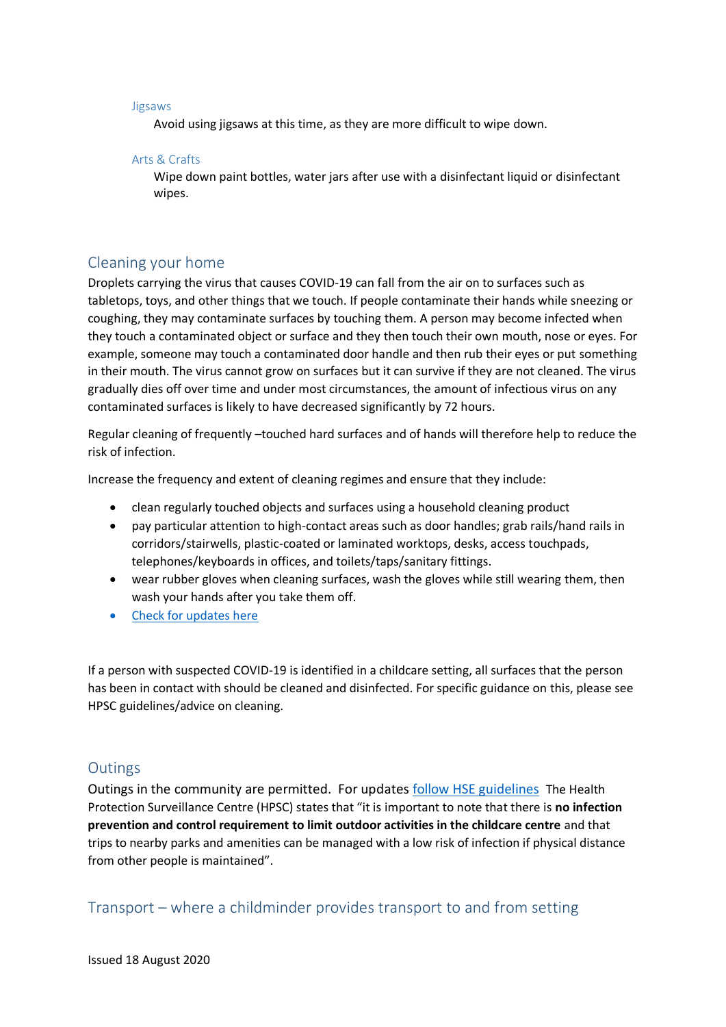### Jigsaws

Avoid using jigsaws at this time, as they are more difficult to wipe down.

### Arts & Crafts

Wipe down paint bottles, water jars after use with a disinfectant liquid or disinfectant wipes.

## Cleaning your home

Droplets carrying the virus that causes COVID-19 can fall from the air on to surfaces such as tabletops, toys, and other things that we touch. If people contaminate their hands while sneezing or coughing, they may contaminate surfaces by touching them. A person may become infected when they touch a contaminated object or surface and they then touch their own mouth, nose or eyes. For example, someone may touch a contaminated door handle and then rub their eyes or put something in their mouth. The virus cannot grow on surfaces but it can survive if they are not cleaned. The virus gradually dies off over time and under most circumstances, the amount of infectious virus on any contaminated surfaces is likely to have decreased significantly by 72 hours.

Regular cleaning of frequently –touched hard surfaces and of hands will therefore help to reduce the risk of infection.

Increase the frequency and extent of cleaning regimes and ensure that they include:

- clean regularly touched objects and surfaces using a household cleaning product
- pay particular attention to high-contact areas such as door handles; grab rails/hand rails in corridors/stairwells, plastic-coated or laminated worktops, desks, access touchpads, telephones/keyboards in offices, and toilets/taps/sanitary fittings.
- wear rubber gloves when cleaning surfaces, wash the gloves while still wearing them, then wash your hands after you take them off.
- Check for updates here

If a person with suspected COVID-19 is identified in a childcare setting, all surfaces that the person has been in contact with should be cleaned and disinfected. For specific guidance on this, please see HPSC guidelines/advice on cleaning.

## Outings

Outings in the community are permitted. For updates follow HSE guidelines The Health Protection Surveillance Centre (HPSC) states that "it is important to note that there is **no infection prevention and control requirement to limit outdoor activities in the childcare centre** and that trips to nearby parks and amenities can be managed with a low risk of infection if physical distance from other people is maintained".

## Transport – where a childminder provides transport to and from setting

Issued 18 August 2020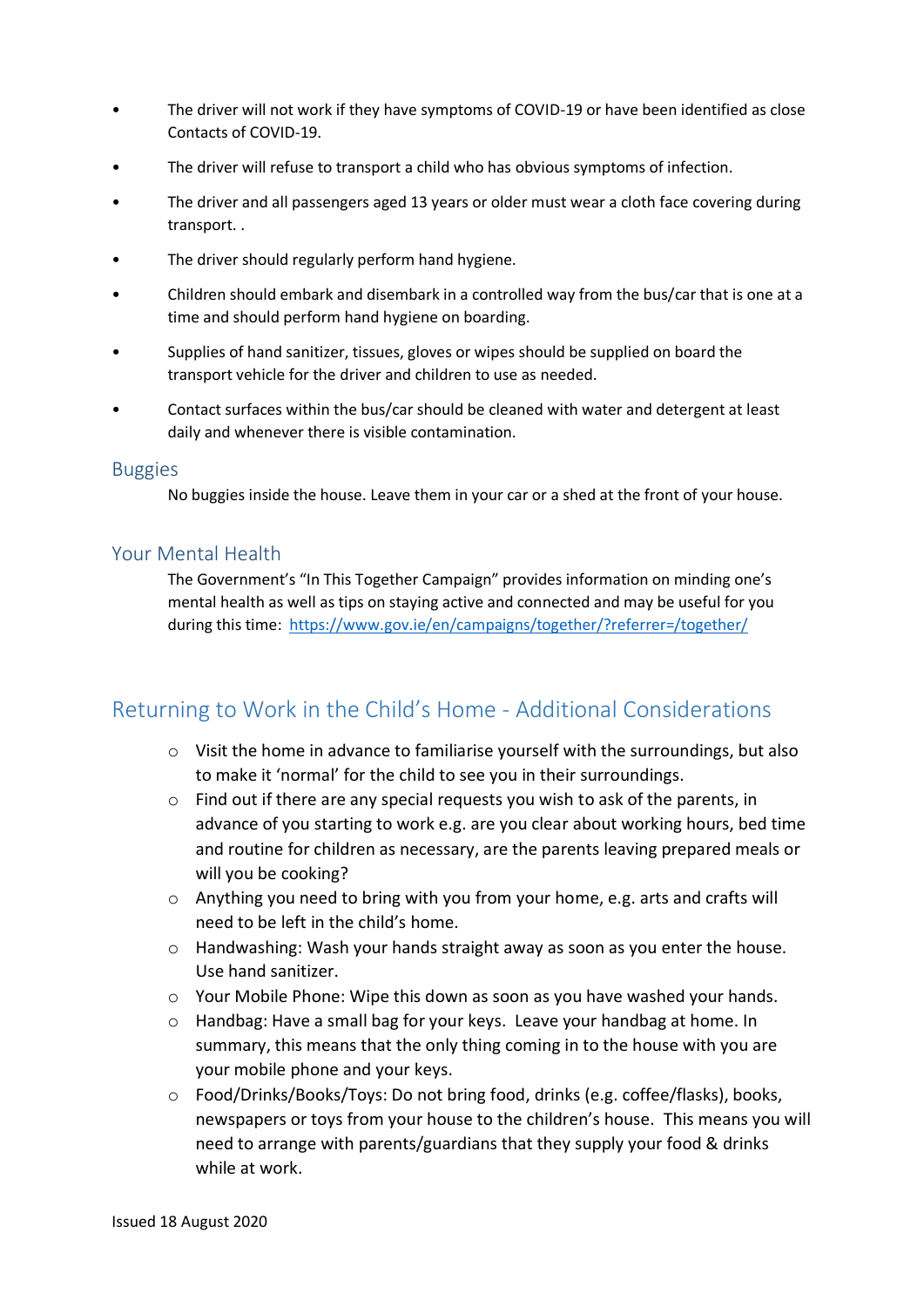- The driver will not work if they have symptoms of COVID-19 or have been identified as close Contacts of COVID-19.
- The driver will refuse to transport a child who has obvious symptoms of infection.
- The driver and all passengers aged 13 years or older must wear a cloth face covering during transport. .
- The driver should regularly perform hand hygiene.
- Children should embark and disembark in a controlled way from the bus/car that is one at a time and should perform hand hygiene on boarding.
- Supplies of hand sanitizer, tissues, gloves or wipes should be supplied on board the transport vehicle for the driver and children to use as needed.
- Contact surfaces within the bus/car should be cleaned with water and detergent at least daily and whenever there is visible contamination.

### Buggies

No buggies inside the house. Leave them in your car or a shed at the front of your house.

### Your Mental Health

The Government's "In This Together Campaign" provides information on minding one's mental health as well as tips on staying active and connected and may be useful for you during this time: [https://www.gov.ie/en/campaigns/together/?referrer=/together/](https://www.gov.ie/en/campaigns/together/?referrer=/together/)

## Returning to Work in the Child's Home - Additional Considerations

- Visit the home in advance to familiarise yourself with the surroundings, but also to make it 'normal' for the child to see you in their surroundings.
- Find out if there are any special requests you wish to ask of the parents, in advance of you starting to work e.g. are you clear about working hours, bed time and routine for children as necessary, are the parents leaving prepared meals or will you be cooking?
- Anything you need to bring with you from your home, e.g. arts and crafts will need to be left in the child's home.
- Handwashing: Wash your hands straight away as soon as you enter the house. Use hand sanitizer.
- Your Mobile Phone: Wipe this down as soon as you have washed your hands.
- Handbag: Have a small bag for your keys. Leave your handbag at home. In summary, this means that the only thing coming in to the house with you are your mobile phone and your keys.
- Food/Drinks/Books/Toys: Do not bring food, drinks (e.g. coffee/flasks), books, newspapers or toys from your house to the children's house. This means you will need to arrange with parents/guardians that they supply your food & drinks while at work.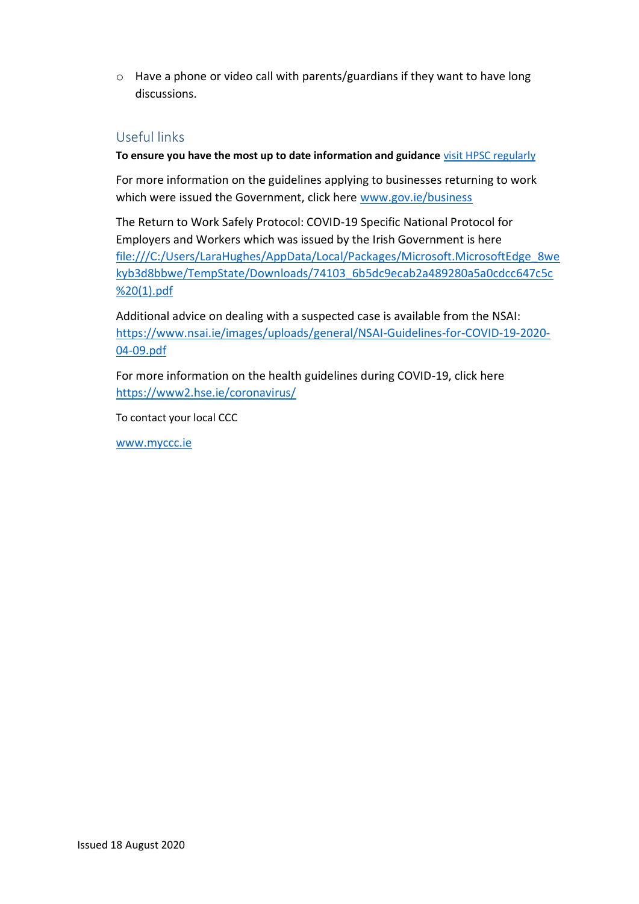- Have a phone or video call with parents/guardians if they want to have long discussions.

## Useful links

**To ensure you have the most up to date information and guidance** [visit HPSC regularly]()

For more information on the guidelines applying to businesses returning to work which were issued the Government, click here www.gov.ie/business

The Return to Work Safely Protocol: COVID-19 Specific National Protocol for Employers and Workers which was issued by the Irish Government is here file:///C:/Users/LaraHughes/AppData/Local/Packages/Microsoft.MicrosoftEdge_8wekyb3d8bbwe/TempState/Downloads/74103_6b5dc9ecab2a489280a5a0cdcc647c5c%20(1).pdf

Additional advice on dealing with a suspected case is available from the NSAI: https://www.nsai.ie/images/uploads/general/NSAI-Guidelines-for-COVID-19-2020-04-09.pdf

For more information on the health guidelines during COVID-19, click here https://www2.hse.ie/coronavirus/

To contact your local CCC

www.myccc.ie

Issued 18 August 2020